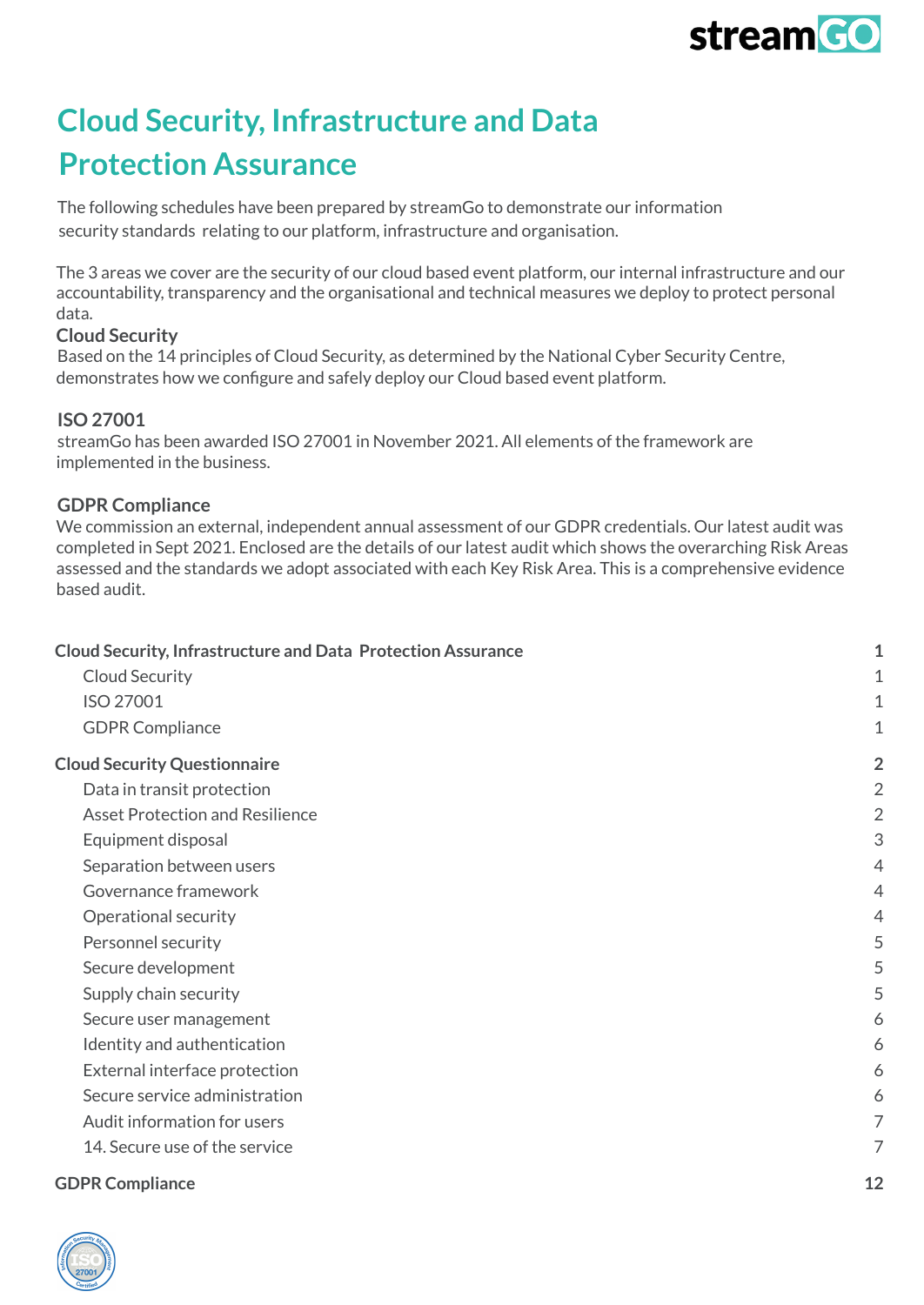# Cloud Security, Infrastructure and Data Protection Assurance

The following schedules have been prepared by streamGo to demonstrate our information security standards relating to our platform, infrastructure and organisation.

The 3 areas we cover are the security of our cloud based event platform, our internal infrastructure and our accountability, transparency and the organisational and technical measures we deploy to protect personal data.

### Cloud Security

Based on the 14 principles of Cloud Security, as determined by the National Cyber Security Centre, demonstrates how we configure and safely deploy our Cloud based event platform.

### ISO 27001

streamGo has been awarded ISO 27001 in November 2021. All elements of the framework are implemented in the business.

### GDPR Compliance

We commission an external, independent annual assessment of our GDPR credentials. Our latest audit was completed in Sept 2021. Enclosed are the details of our latest audit which shows the overarching Risk Areas assessed and the standards we adopt associated with each Key Risk Area. This is a comprehensive evidence based audit.

| | |
|---|---|
| **Cloud Security, Infrastructure and Data Protection Assurance** | **1** |
| Cloud Security | 1 |
| ISO 27001 | 1 |
| GDPR Compliance | 1 |
| **Cloud Security Questionnaire** | **2** |
| Data in transit protection | 2 |
| Asset Protection and Resilience | 2 |
| Equipment disposal | 3 |
| Separation between users | 4 |
| Governance framework | 4 |
| Operational security | 4 |
| Personnel security | 5 |
| Secure development | 5 |
| Supply chain security | 5 |
| Secure user management | 6 |
| Identity and authentication | 6 |
| External interface protection | 6 |
| Secure service administration | 6 |
| Audit information for users | 7 |
| 14. Secure use of the service | 7 |
| **GDPR Compliance** | **12** |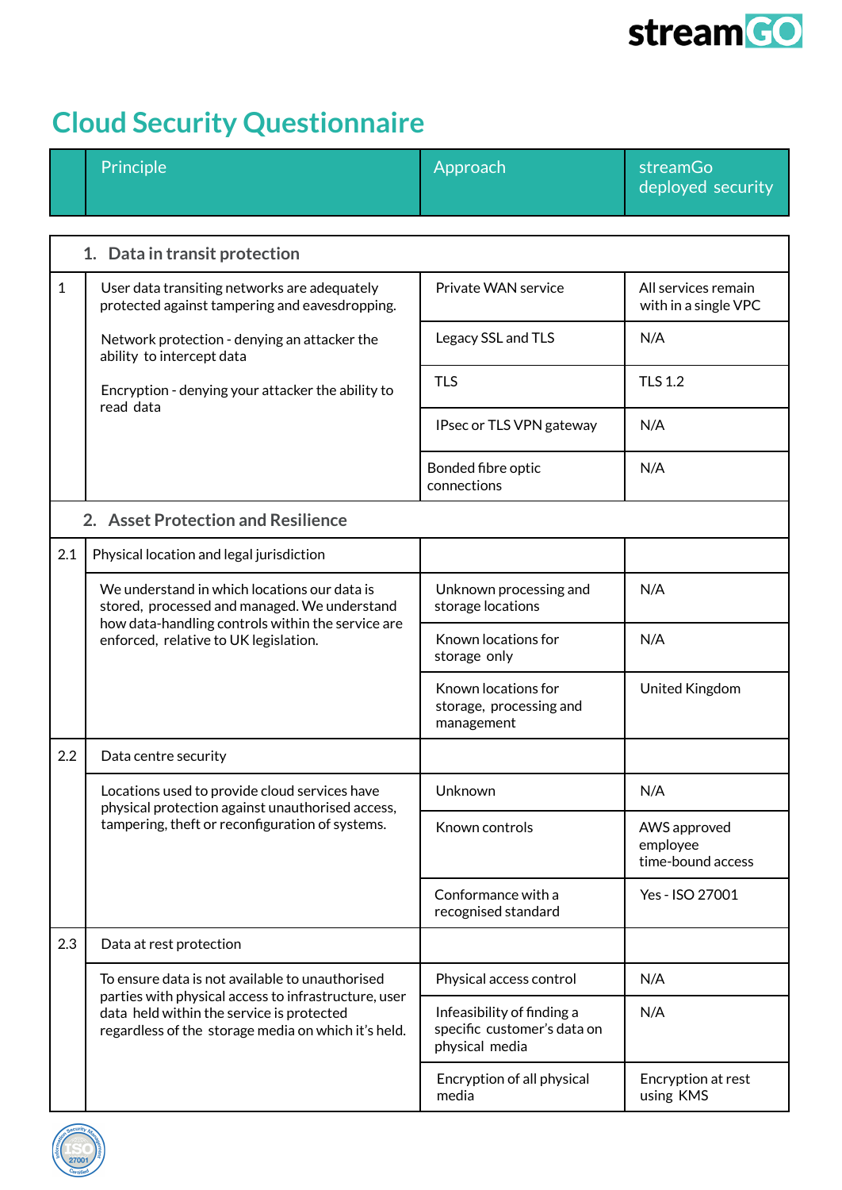# Cloud Security Questionnaire

| | Principle | Approach | streamGo deployed security |
|---|---|---|---|
| | **1. Data in transit protection** | | |
| 1 | User data transiting networks are adequately protected against tampering and eavesdropping.<br><br>Network protection - denying an attacker the ability to intercept data<br><br>Encryption - denying your attacker the ability to read data | Private WAN service | All services remain with in a single VPC |
| | | Legacy SSL and TLS | N/A |
| | | TLS | TLS 1.2 |
| | | IPsec or TLS VPN gateway | N/A |
| | | Bonded fibre optic connections | N/A |
| | **2. Asset Protection and Resilience** | | |
| 2.1 | Physical location and legal jurisdiction | | |
| | We understand in which locations our data is stored, processed and managed. We understand how data-handling controls within the service are enforced, relative to UK legislation. | Unknown processing and storage locations | N/A |
| | | Known locations for storage only | N/A |
| | | Known locations for storage, processing and management | United Kingdom |
| 2.2 | Data centre security | | |
| | Locations used to provide cloud services have physical protection against unauthorised access, tampering, theft or reconfiguration of systems. | Unknown | N/A |
| | | Known controls | AWS approved employee time-bound access |
| | | Conformance with a recognised standard | Yes - ISO 27001 |
| 2.3 | Data at rest protection | | |
| | To ensure data is not available to unauthorised parties with physical access to infrastructure, user data held within the service is protected regardless of the storage media on which it's held. | Physical access control | N/A |
| | | Infeasibility of finding a specific customer's data on physical media | N/A |
| | | Encryption of all physical media | Encryption at rest using KMS |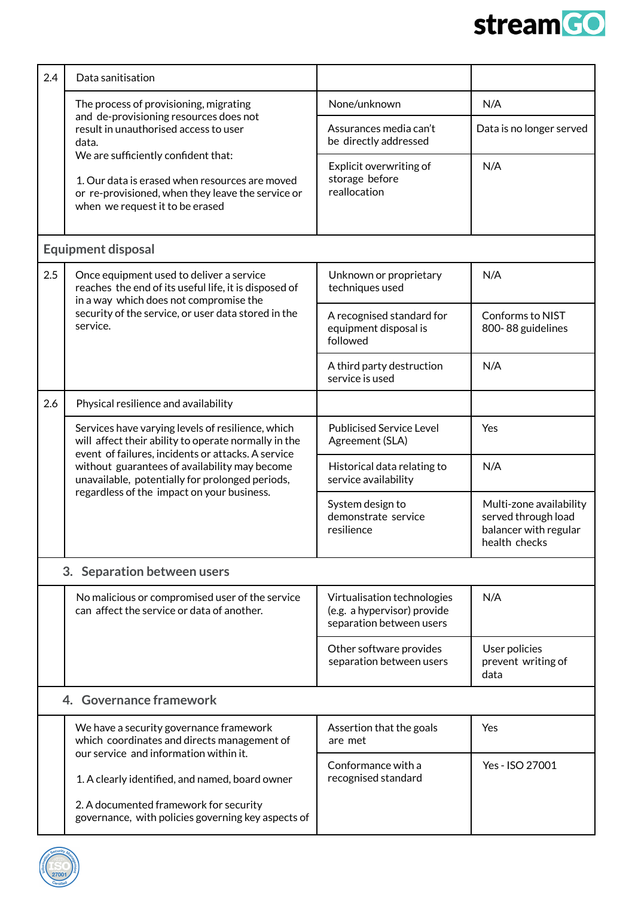| | | | |
|---|---|---|---|
| 2.4 | Data sanitisation | | |
| | The process of provisioning, migrating and de-provisioning resources does not result in unauthorised access to user data.<br>We are sufficiently confident that:<br><br>1. Our data is erased when resources are moved or re-provisioned, when they leave the service or when we request it to be erased | None/unknown | N/A |
| | | Assurances media can't be directly addressed | Data is no longer served |
| | | Explicit overwriting of storage before reallocation | N/A |
| **Equipment disposal** | | | |
| 2.5 | Once equipment used to deliver a service reaches the end of its useful life, it is disposed of in a way which does not compromise the security of the service, or user data stored in the service. | Unknown or proprietary techniques used | N/A |
| | | A recognised standard for equipment disposal is followed | Conforms to NIST 800- 88 guidelines |
| | | A third party destruction service is used | N/A |
| 2.6 | Physical resilience and availability | | |
| | Services have varying levels of resilience, which will affect their ability to operate normally in the event of failures, incidents or attacks. A service without guarantees of availability may become unavailable, potentially for prolonged periods, regardless of the impact on your business. | Publicised Service Level Agreement (SLA) | Yes |
| | | Historical data relating to service availability | N/A |
| | | System design to demonstrate service resilience | Multi-zone availability served through load balancer with regular health checks |
| **3. Separation between users** | | | |
| | No malicious or compromised user of the service can affect the service or data of another. | Virtualisation technologies (e.g. a hypervisor) provide separation between users | N/A |
| | | Other software provides separation between users | User policies prevent writing of data |
| **4. Governance framework** | | | |
| | We have a security governance framework which coordinates and directs management of our service and information within it.<br><br>1. A clearly identified, and named, board owner<br><br>2. A documented framework for security governance, with policies governing key aspects of | Assertion that the goals are met | Yes |
| | | Conformance with a recognised standard | Yes - ISO 27001 |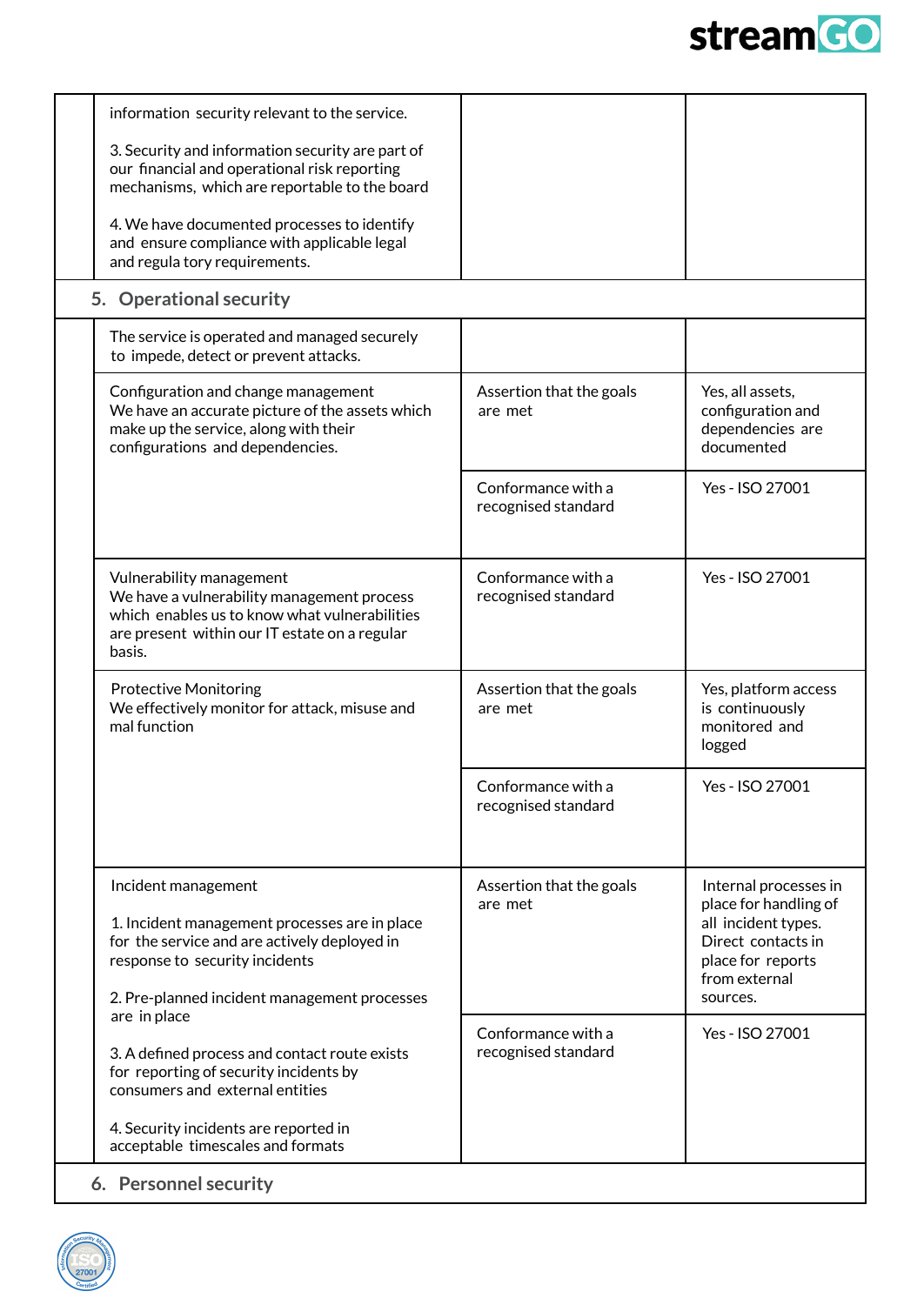| | | | |
|---|---|---|---|
| | information security relevant to the service.<br><br>3. Security and information security are part of our financial and operational risk reporting mechanisms, which are reportable to the board<br><br>4. We have documented processes to identify and ensure compliance with applicable legal and regula tory requirements. | | |
| **5. Operational security** | | | |
| | The service is operated and managed securely to impede, detect or prevent attacks. | | |
| | Configuration and change management<br>We have an accurate picture of the assets which make up the service, along with their configurations and dependencies. | Assertion that the goals are met | Yes, all assets, configuration and dependencies are documented |
| | | Conformance with a recognised standard | Yes - ISO 27001 |
| | Vulnerability management<br>We have a vulnerability management process which enables us to know what vulnerabilities are present within our IT estate on a regular basis. | Conformance with a recognised standard | Yes - ISO 27001 |
| | Protective Monitoring<br>We effectively monitor for attack, misuse and mal function | Assertion that the goals are met | Yes, platform access is continuously monitored and logged |
| | | Conformance with a recognised standard | Yes - ISO 27001 |
| | Incident management<br><br>1. Incident management processes are in place for the service and are actively deployed in response to security incidents<br><br>2. Pre-planned incident management processes are in place<br><br>3. A defined process and contact route exists for reporting of security incidents by consumers and external entities<br><br>4. Security incidents are reported in acceptable timescales and formats | Assertion that the goals are met | Internal processes in place for handling of all incident types. Direct contacts in place for reports from external sources. |
| | | Conformance with a recognised standard | Yes - ISO 27001 |
| **6. Personnel security** | | | |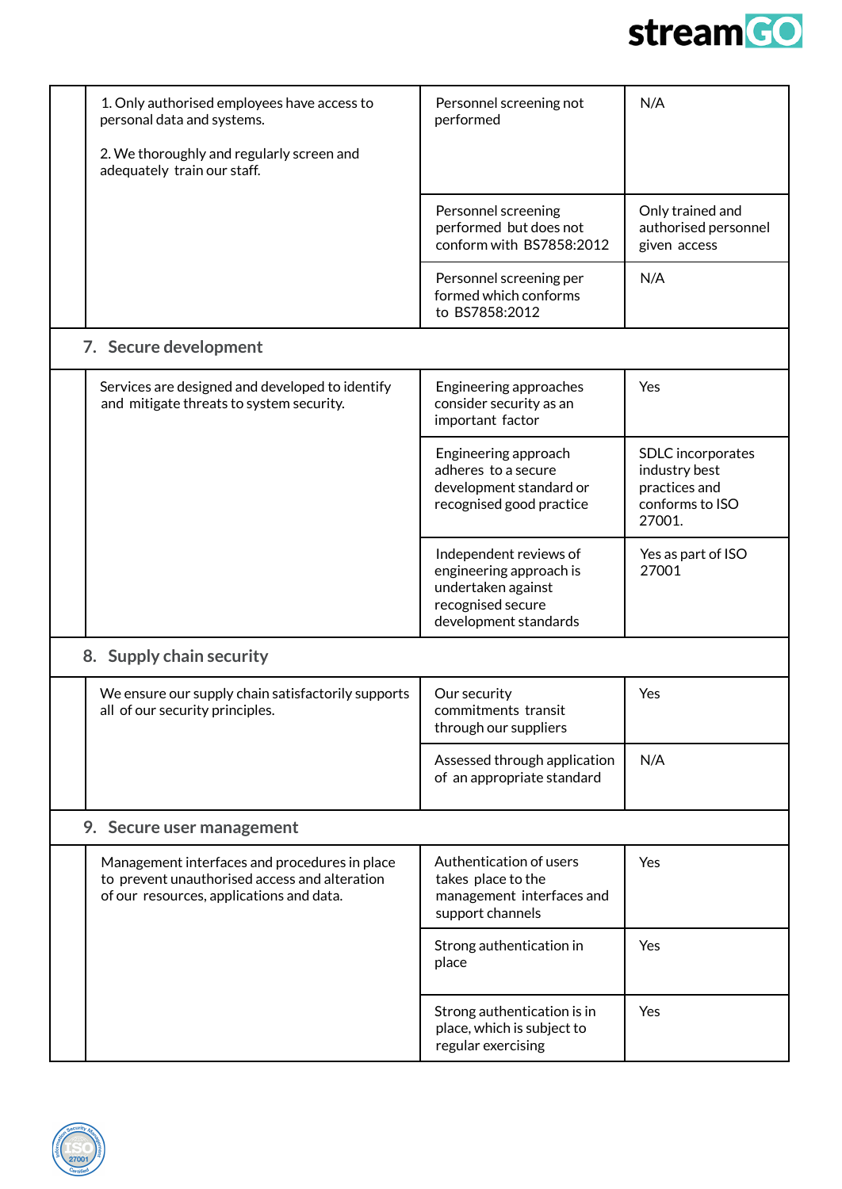| | | | |
|---|---|---|---|
| | 1. Only authorised employees have access to personal data and systems.<br><br>2. We thoroughly and regularly screen and adequately train our staff. | Personnel screening not performed | N/A |
| | | Personnel screening performed but does not conform with BS7858:2012 | Only trained and authorised personnel given access |
| | | Personnel screening per formed which conforms to BS7858:2012 | N/A |
| **7. Secure development** | | | |
| | Services are designed and developed to identify and mitigate threats to system security. | Engineering approaches consider security as an important factor | Yes |
| | | Engineering approach adheres to a secure development standard or recognised good practice | SDLC incorporates industry best practices and conforms to ISO 27001. |
| | | Independent reviews of engineering approach is undertaken against recognised secure development standards | Yes as part of ISO 27001 |
| **8. Supply chain security** | | | |
| | We ensure our supply chain satisfactorily supports all of our security principles. | Our security commitments transit through our suppliers | Yes |
| | | Assessed through application of an appropriate standard | N/A |
| **9. Secure user management** | | | |
| | Management interfaces and procedures in place to prevent unauthorised access and alteration of our resources, applications and data. | Authentication of users takes place to the management interfaces and support channels | Yes |
| | | Strong authentication in place | Yes |
| | | Strong authentication is in place, which is subject to regular exercising | Yes |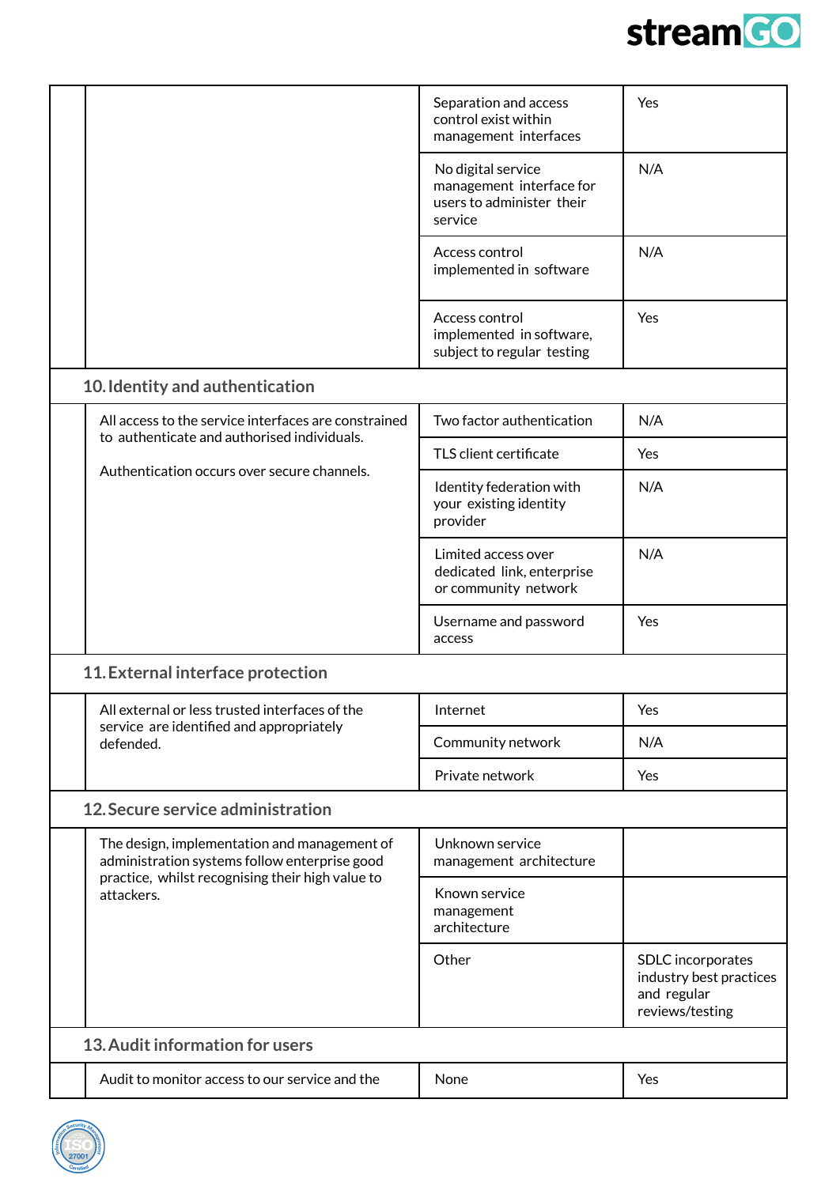| | | | |
|---|---|---|---|
| | | Separation and access control exist within management interfaces | Yes |
| | | No digital service management interface for users to administer their service | N/A |
| | | Access control implemented in software | N/A |
| | | Access control implemented in software, subject to regular testing | Yes |
| **10. Identity and authentication** | | | |
| | All access to the service interfaces are constrained to authenticate and authorised individuals.<br><br>Authentication occurs over secure channels. | Two factor authentication | N/A |
| | | TLS client certificate | Yes |
| | | Identity federation with your existing identity provider | N/A |
| | | Limited access over dedicated link, enterprise or community network | N/A |
| | | Username and password access | Yes |
| **11. External interface protection** | | | |
| | All external or less trusted interfaces of the service are identified and appropriately defended. | Internet | Yes |
| | | Community network | N/A |
| | | Private network | Yes |
| **12. Secure service administration** | | | |
| | The design, implementation and management of administration systems follow enterprise good practice, whilst recognising their high value to attackers. | Unknown service management architecture | |
| | | Known service management architecture | |
| | | Other | SDLC incorporates industry best practices and regular reviews/testing |
| **13. Audit information for users** | | | |
| | Audit to monitor access to our service and the | None | Yes |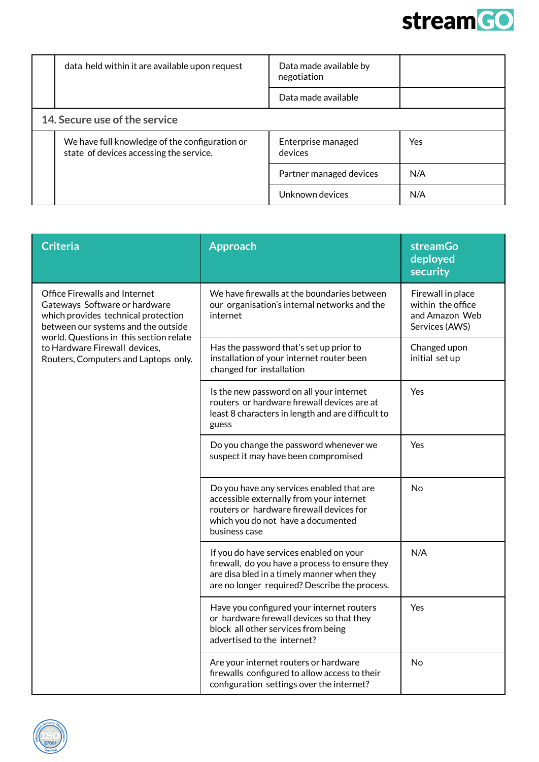| | | | |
|---|---|---|---|
| | data held within it are available upon request | Data made available by negotiation | |
| | | Data made available | |
| **14. Secure use of the service** | | | |
| | We have full knowledge of the configuration or state of devices accessing the service. | Enterprise managed devices | Yes |
| | | Partner managed devices | N/A |
| | | Unknown devices | N/A |

| Criteria | Approach | streamGo deployed security |
|---|---|---|
| Office Firewalls and Internet Gateways Software or hardware which provides technical protection between our systems and the outside world. Questions in this section relate to Hardware Firewall devices, Routers, Computers and Laptops only. | We have firewalls at the boundaries between our organisation's internal networks and the internet | Firewall in place within the office and Amazon Web Services (AWS) |
| | Has the password that's set up prior to installation of your internet router been changed for installation | Changed upon initial set up |
| | Is the new password on all your internet routers or hardware firewall devices are at least 8 characters in length and are difficult to guess | Yes |
| | Do you change the password whenever we suspect it may have been compromised | Yes |
| | Do you have any services enabled that are accessible externally from your internet routers or hardware firewall devices for which you do not have a documented business case | No |
| | If you do have services enabled on your firewall, do you have a process to ensure they are disa bled in a timely manner when they are no longer required? Describe the process. | N/A |
| | Have you configured your internet routers or hardware firewall devices so that they block all other services from being advertised to the internet? | Yes |
| | Are your internet routers or hardware firewalls configured to allow access to their configuration settings over the internet? | No |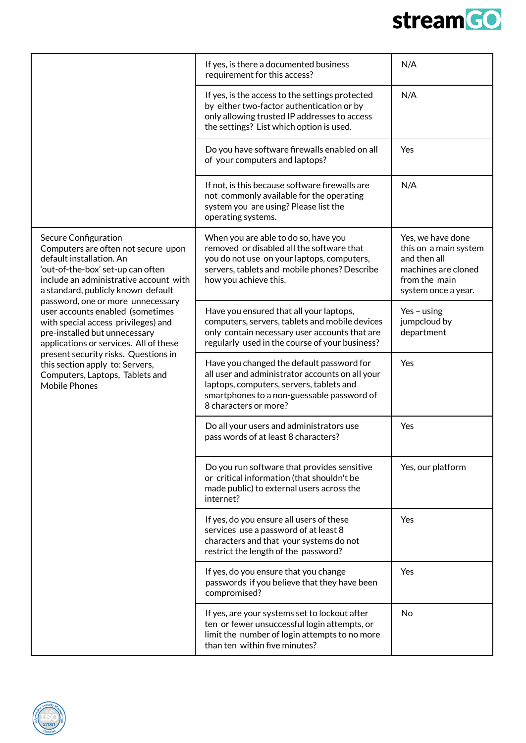| | | |
|---|---|---|
| | If yes, is there a documented business requirement for this access? | N/A |
| | If yes, is the access to the settings protected by either two-factor authentication or by only allowing trusted IP addresses to access the settings? List which option is used. | N/A |
| | Do you have software firewalls enabled on all of your computers and laptops? | Yes |
| | If not, is this because software firewalls are not commonly available for the operating system you are using? Please list the operating systems. | N/A |
| Secure Configuration<br>Computers are often not secure upon default installation. An 'out-of-the-box' set-up can often include an administrative account with a standard, publicly known default password, one or more unnecessary user accounts enabled (sometimes with special access privileges) and pre-installed but unnecessary applications or services. All of these present security risks. Questions in this section apply to: Servers, Computers, Laptops, Tablets and Mobile Phones | When you are able to do so, have you removed or disabled all the software that you do not use on your laptops, computers, servers, tablets and mobile phones? Describe how you achieve this. | Yes, we have done this on a main system and then all machines are cloned from the main system once a year. |
| | Have you ensured that all your laptops, computers, servers, tablets and mobile devices only contain necessary user accounts that are regularly used in the course of your business? | Yes – using jumpcloud by department |
| | Have you changed the default password for all user and administrator accounts on all your laptops, computers, servers, tablets and smartphones to a non-guessable password of 8 characters or more? | Yes |
| | Do all your users and administrators use pass words of at least 8 characters? | Yes |
| | Do you run software that provides sensitive or critical information (that shouldn't be made public) to external users across the internet? | Yes, our platform |
| | If yes, do you ensure all users of these services use a password of at least 8 characters and that your systems do not restrict the length of the password? | Yes |
| | If yes, do you ensure that you change passwords if you believe that they have been compromised? | Yes |
| | If yes, are your systems set to lockout after ten or fewer unsuccessful login attempts, or limit the number of login attempts to no more than ten within five minutes? | No |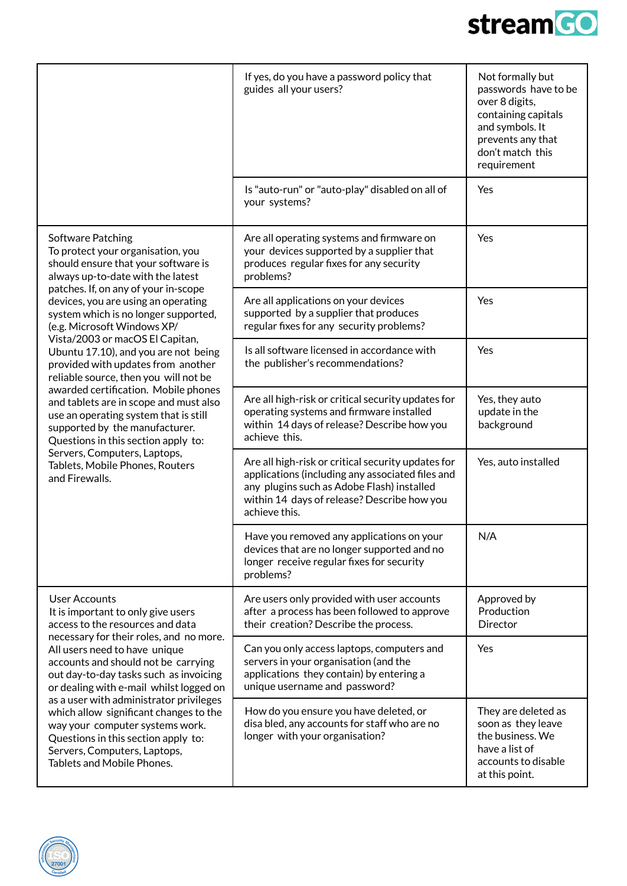| | | |
|---|---|---|
| | If yes, do you have a password policy that guides all your users? | Not formally but passwords have to be over 8 digits, containing capitals and symbols. It prevents any that don't match this requirement |
| | Is "auto-run" or "auto-play" disabled on all of your systems? | Yes |
| Software Patching<br>To protect your organisation, you should ensure that your software is always up-to-date with the latest patches. If, on any of your in-scope devices, you are using an operating system which is no longer supported, (e.g. Microsoft Windows XP/ Vista/2003 or macOS El Capitan, Ubuntu 17.10), and you are not being provided with updates from another reliable source, then you will not be awarded certification. Mobile phones and tablets are in scope and must also use an operating system that is still supported by the manufacturer.<br>Questions in this section apply to: Servers, Computers, Laptops, Tablets, Mobile Phones, Routers and Firewalls. | Are all operating systems and firmware on your devices supported by a supplier that produces regular fixes for any security problems? | Yes |
| | Are all applications on your devices supported by a supplier that produces regular fixes for any security problems? | Yes |
| | Is all software licensed in accordance with the publisher's recommendations? | Yes |
| | Are all high-risk or critical security updates for operating systems and firmware installed within 14 days of release? Describe how you achieve this. | Yes, they auto update in the background |
| | Are all high-risk or critical security updates for applications (including any associated files and any plugins such as Adobe Flash) installed within 14 days of release? Describe how you achieve this. | Yes, auto installed |
| | Have you removed any applications on your devices that are no longer supported and no longer receive regular fixes for security problems? | N/A |
| User Accounts<br>It is important to only give users access to the resources and data necessary for their roles, and no more. All users need to have unique accounts and should not be carrying out day-to-day tasks such as invoicing or dealing with e-mail whilst logged on as a user with administrator privileges which allow significant changes to the way your computer systems work.<br>Questions in this section apply to: Servers, Computers, Laptops, Tablets and Mobile Phones. | Are users only provided with user accounts after a process has been followed to approve their creation? Describe the process. | Approved by Production Director |
| | Can you only access laptops, computers and servers in your organisation (and the applications they contain) by entering a unique username and password? | Yes |
| | How do you ensure you have deleted, or disa bled, any accounts for staff who are no longer with your organisation? | They are deleted as soon as they leave the business. We have a list of accounts to disable at this point. |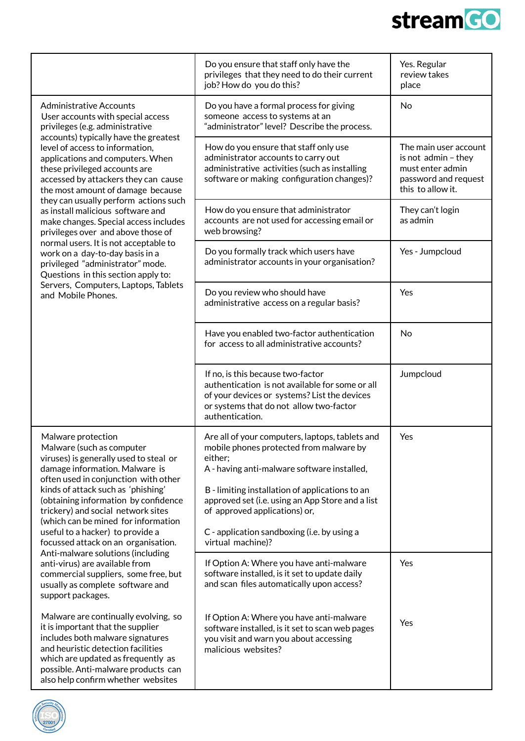| | | |
|---|---|---|
| | Do you ensure that staff only have the privileges that they need to do their current job? How do you do this? | Yes. Regular review takes place |
| Administrative Accounts<br>User accounts with special access privileges (e.g. administrative accounts) typically have the greatest level of access to information, applications and computers. When these privileged accounts are accessed by attackers they can cause the most amount of damage because they can usually perform actions such as install malicious software and make changes. Special access includes privileges over and above those of normal users. It is not acceptable to work on a day-to-day basis in a privileged "administrator" mode. Questions in this section apply to: Servers, Computers, Laptops, Tablets and Mobile Phones. | Do you have a formal process for giving someone access to systems at an "administrator" level? Describe the process. | No |
| | How do you ensure that staff only use administrator accounts to carry out administrative activities (such as installing software or making configuration changes)? | The main user account is not admin – they must enter admin password and request this to allow it. |
| | How do you ensure that administrator accounts are not used for accessing email or web browsing? | They can't login as admin |
| | Do you formally track which users have administrator accounts in your organisation? | Yes - Jumpcloud |
| | Do you review who should have administrative access on a regular basis? | Yes |
| | Have you enabled two-factor authentication for access to all administrative accounts? | No |
| | If no, is this because two-factor authentication is not available for some or all of your devices or systems? List the devices or systems that do not allow two-factor authentication. | Jumpcloud |
| Malware protection<br>Malware (such as computer viruses) is generally used to steal or damage information. Malware is often used in conjunction with other kinds of attack such as 'phishing' (obtaining information by confidence trickery) and social network sites (which can be mined for information useful to a hacker) to provide a focussed attack on an organisation. Anti-malware solutions (including anti-virus) are available from commercial suppliers, some free, but usually as complete software and support packages.<br><br>Malware are continually evolving, so it is important that the supplier includes both malware signatures and heuristic detection facilities which are updated as frequently as possible. Anti-malware products can also help confirm whether websites | Are all of your computers, laptops, tablets and mobile phones protected from malware by either;<br>A - having anti-malware software installed,<br><br>B - limiting installation of applications to an approved set (i.e. using an App Store and a list of approved applications) or,<br><br>C - application sandboxing (i.e. by using a virtual machine)? | Yes |
| | If Option A: Where you have anti-malware software installed, is it set to update daily and scan files automatically upon access? | Yes |
| | If Option A: Where you have anti-malware software installed, is it set to scan web pages you visit and warn you about accessing malicious websites? | Yes |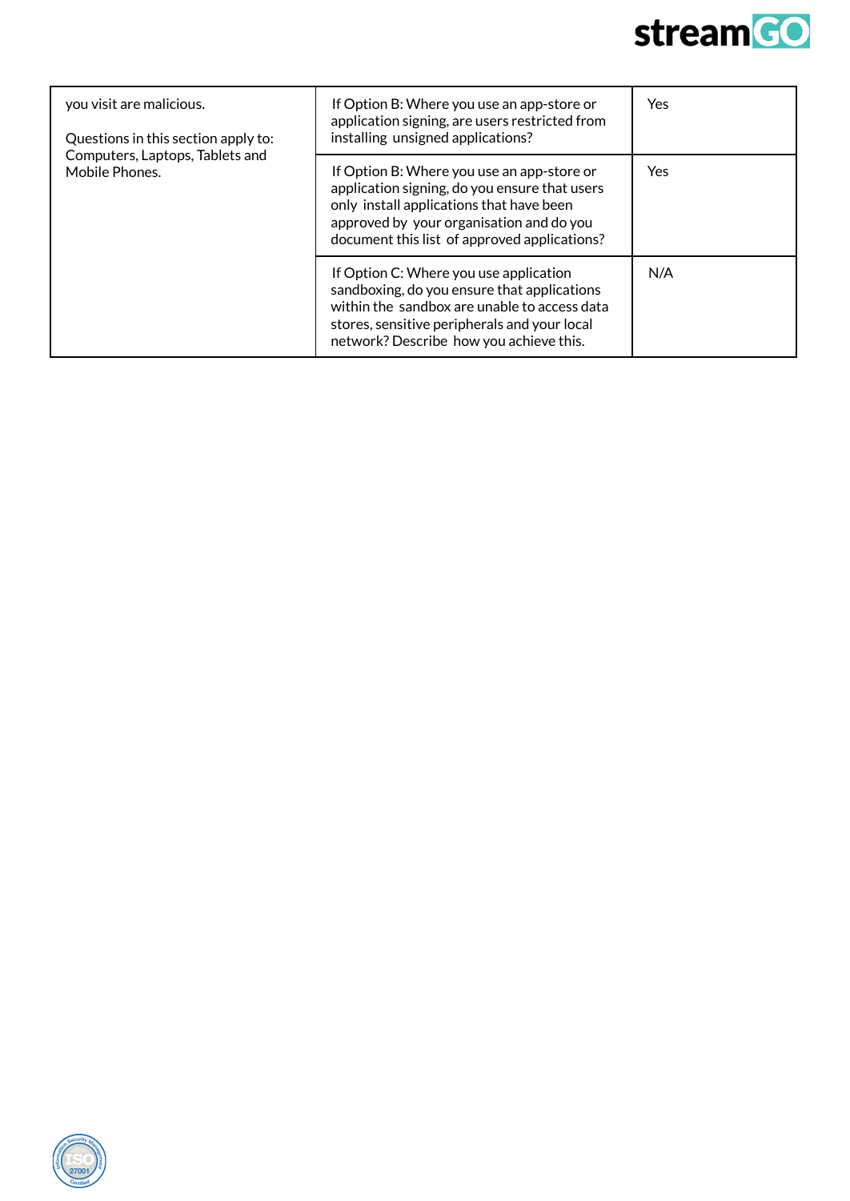| | | |
|---|---|---|
| you visit are malicious.<br><br>Questions in this section apply to: Computers, Laptops, Tablets and Mobile Phones. | If Option B: Where you use an app-store or application signing, are users restricted from installing unsigned applications? | Yes |
| | If Option B: Where you use an app-store or application signing, do you ensure that users only install applications that have been approved by your organisation and do you document this list of approved applications? | Yes |
| | If Option C: Where you use application sandboxing, do you ensure that applications within the sandbox are unable to access data stores, sensitive peripherals and your local network? Describe how you achieve this. | N/A |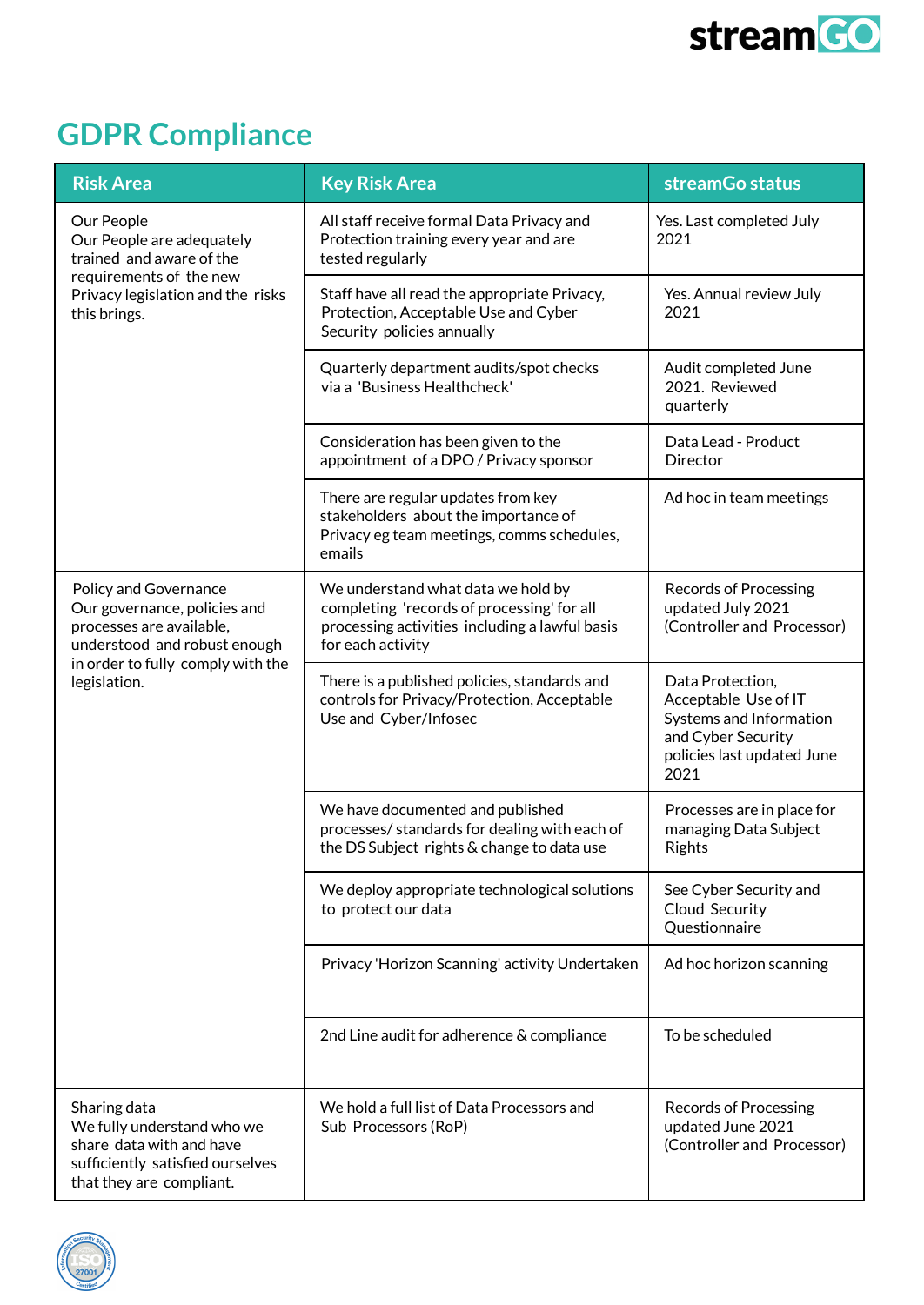# GDPR Compliance

| Risk Area | Key Risk Area | streamGo status |
|---|---|---|
| Our People<br>Our People are adequately trained and aware of the requirements of the new Privacy legislation and the risks this brings. | All staff receive formal Data Privacy and Protection training every year and are tested regularly | Yes. Last completed July 2021 |
| | Staff have all read the appropriate Privacy, Protection, Acceptable Use and Cyber Security policies annually | Yes. Annual review July 2021 |
| | Quarterly department audits/spot checks via a 'Business Healthcheck' | Audit completed June 2021. Reviewed quarterly |
| | Consideration has been given to the appointment of a DPO / Privacy sponsor | Data Lead - Product Director |
| | There are regular updates from key stakeholders about the importance of Privacy eg team meetings, comms schedules, emails | Ad hoc in team meetings |
| Policy and Governance<br>Our governance, policies and processes are available, understood and robust enough in order to fully comply with the legislation. | We understand what data we hold by completing 'records of processing' for all processing activities including a lawful basis for each activity | Records of Processing updated July 2021 (Controller and Processor) |
| | There is a published policies, standards and controls for Privacy/Protection, Acceptable Use and Cyber/Infosec | Data Protection, Acceptable Use of IT Systems and Information and Cyber Security policies last updated June 2021 |
| | We have documented and published processes/ standards for dealing with each of the DS Subject rights & change to data use | Processes are in place for managing Data Subject Rights |
| | We deploy appropriate technological solutions to protect our data | See Cyber Security and Cloud Security Questionnaire |
| | Privacy 'Horizon Scanning' activity Undertaken | Ad hoc horizon scanning |
| | 2nd Line audit for adherence & compliance | To be scheduled |
| Sharing data<br>We fully understand who we share data with and have sufficiently satisfied ourselves that they are compliant. | We hold a full list of Data Processors and Sub Processors (RoP) | Records of Processing updated June 2021 (Controller and Processor) |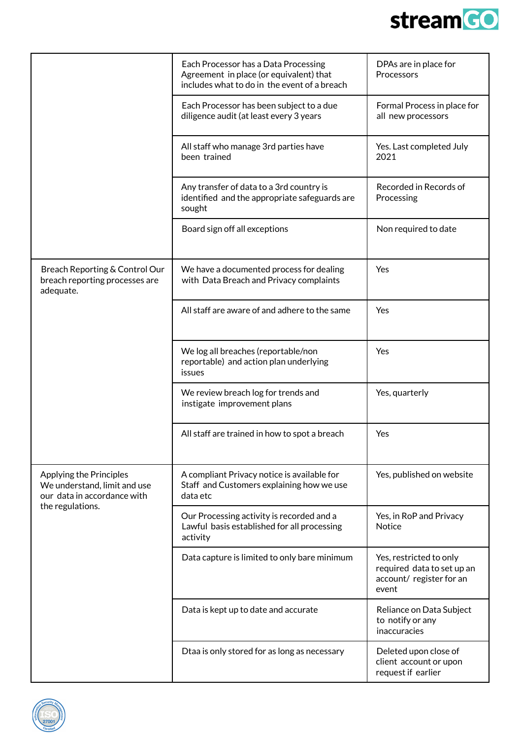| | | |
|---|---|---|
| | Each Processor has a Data Processing Agreement in place (or equivalent) that includes what to do in the event of a breach | DPAs are in place for Processors |
| | Each Processor has been subject to a due diligence audit (at least every 3 years | Formal Process in place for all new processors |
| | All staff who manage 3rd parties have been trained | Yes. Last completed July 2021 |
| | Any transfer of data to a 3rd country is identified and the appropriate safeguards are sought | Recorded in Records of Processing |
| | Board sign off all exceptions | Non required to date |
| Breach Reporting & Control Our breach reporting processes are adequate. | We have a documented process for dealing with Data Breach and Privacy complaints | Yes |
| | All staff are aware of and adhere to the same | Yes |
| | We log all breaches (reportable/non reportable) and action plan underlying issues | Yes |
| | We review breach log for trends and instigate improvement plans | Yes, quarterly |
| | All staff are trained in how to spot a breach | Yes |
| Applying the Principles We understand, limit and use our data in accordance with the regulations. | A compliant Privacy notice is available for Staff and Customers explaining how we use data etc | Yes, published on website |
| | Our Processing activity is recorded and a Lawful basis established for all processing activity | Yes, in RoP and Privacy Notice |
| | Data capture is limited to only bare minimum | Yes, restricted to only required data to set up an account/ register for an event |
| | Data is kept up to date and accurate | Reliance on Data Subject to notify or any inaccuracies |
| | Dtaa is only stored for as long as necessary | Deleted upon close of client account or upon request if earlier |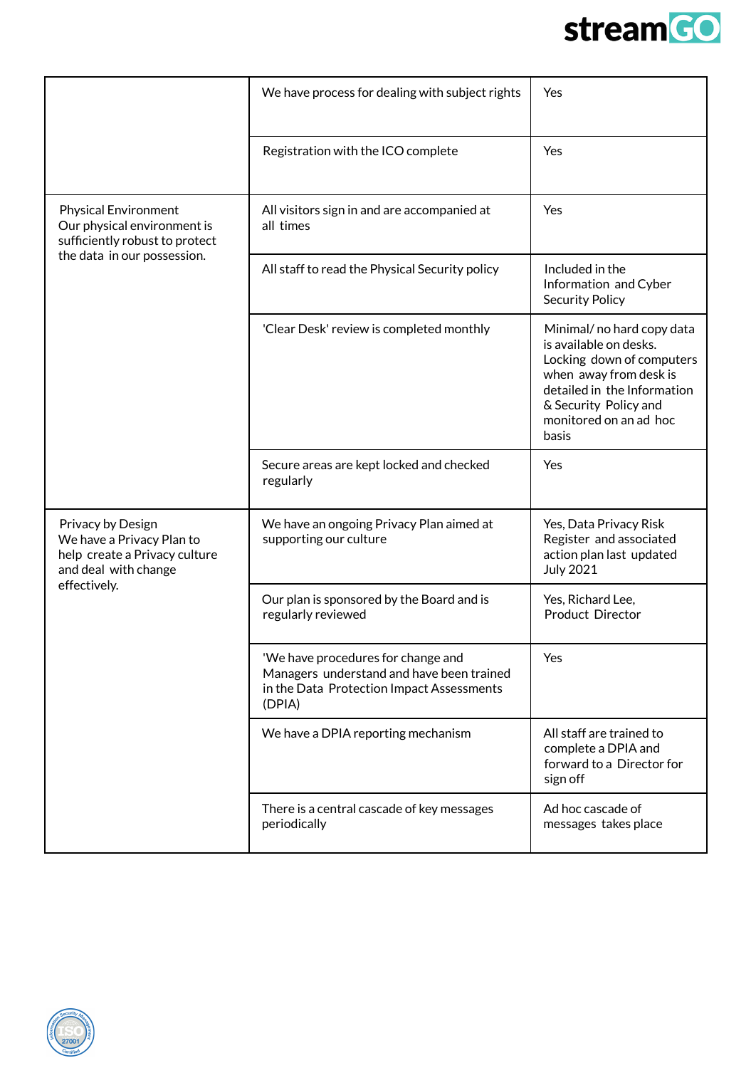| | | |
|---|---|---|
| | We have process for dealing with subject rights | Yes |
| | Registration with the ICO complete | Yes |
| Physical Environment Our physical environment is sufficiently robust to protect the data in our possession. | All visitors sign in and are accompanied at all times | Yes |
| | All staff to read the Physical Security policy | Included in the Information and Cyber Security Policy |
| | 'Clear Desk' review is completed monthly | Minimal/ no hard copy data is available on desks. Locking down of computers when away from desk is detailed in the Information & Security Policy and monitored on an ad hoc basis |
| | Secure areas are kept locked and checked regularly | Yes |
| Privacy by Design We have a Privacy Plan to help create a Privacy culture and deal with change effectively. | We have an ongoing Privacy Plan aimed at supporting our culture | Yes, Data Privacy Risk Register and associated action plan last updated July 2021 |
| | Our plan is sponsored by the Board and is regularly reviewed | Yes, Richard Lee, Product Director |
| | 'We have procedures for change and Managers understand and have been trained in the Data Protection Impact Assessments (DPIA) | Yes |
| | We have a DPIA reporting mechanism | All staff are trained to complete a DPIA and forward to a Director for sign off |
| | There is a central cascade of key messages periodically | Ad hoc cascade of messages takes place |